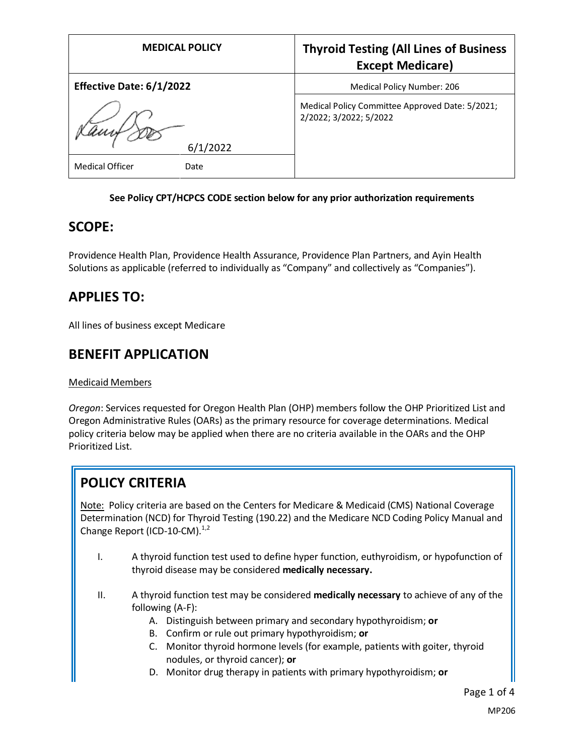| MEDICAL POLICY | Thyroid Testing (All Lines of Business Except Medicare) |
| --- | --- |
| **Effective Date: 6/1/2022** | Medical Policy Number: 206 |
| 6/1/2022 | Medical Policy Committee Approved Date: 5/2021; 2/2022; 3/2022; 5/2022 |
| Medical Officer Date | |

**See Policy CPT/HCPCS CODE section below for any prior authorization requirements**

## SCOPE:

Providence Health Plan, Providence Health Assurance, Providence Plan Partners, and Ayin Health Solutions as applicable (referred to individually as "Company" and collectively as "Companies").

## APPLIES TO:

All lines of business except Medicare

## BENEFIT APPLICATION

Medicaid Members

*Oregon*: Services requested for Oregon Health Plan (OHP) members follow the OHP Prioritized List and Oregon Administrative Rules (OARs) as the primary resource for coverage determinations. Medical policy criteria below may be applied when there are no criteria available in the OARs and the OHP Prioritized List.

## POLICY CRITERIA

Note: Policy criteria are based on the Centers for Medicare & Medicaid (CMS) National Coverage Determination (NCD) for Thyroid Testing (190.22) and the Medicare NCD Coding Policy Manual and Change Report (ICD-10-CM).[1,2]

I. A thyroid function test used to define hyper function, euthyroidism, or hypofunction of thyroid disease may be considered **medically necessary.**

II. A thyroid function test may be considered **medically necessary** to achieve of any of the following (A-F):
   A. Distinguish between primary and secondary hypothyroidism; **or**
   B. Confirm or rule out primary hypothyroidism; **or**
   C. Monitor thyroid hormone levels (for example, patients with goiter, thyroid nodules, or thyroid cancer); **or**
   D. Monitor drug therapy in patients with primary hypothyroidism; **or**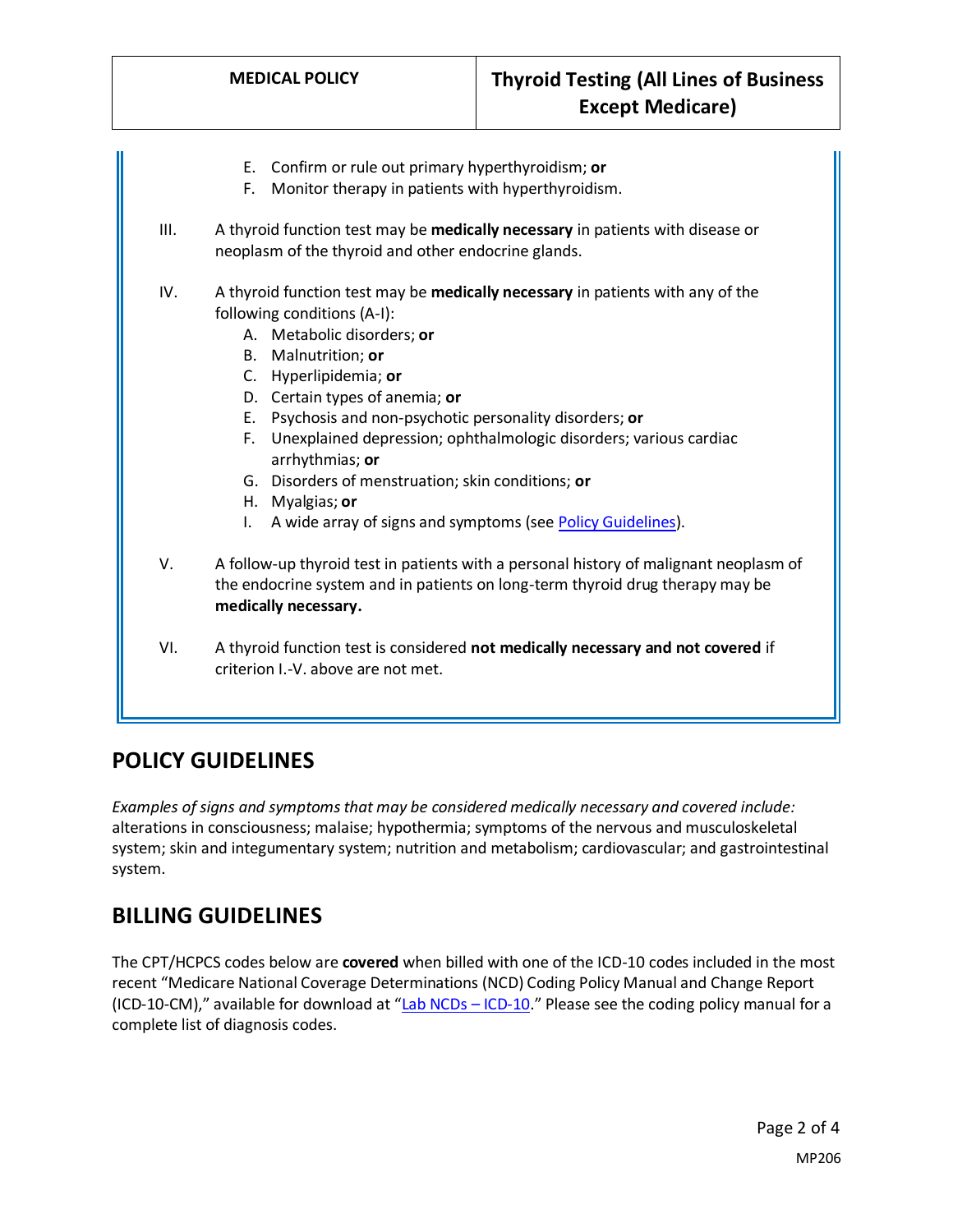E. Confirm or rule out primary hyperthyroidism; **or**
   F. Monitor therapy in patients with hyperthyroidism.

III. A thyroid function test may be **medically necessary** in patients with disease or neoplasm of the thyroid and other endocrine glands.

IV. A thyroid function test may be **medically necessary** in patients with any of the following conditions (A-I):
   A. Metabolic disorders; **or**
   B. Malnutrition; **or**
   C. Hyperlipidemia; **or**
   D. Certain types of anemia; **or**
   E. Psychosis and non-psychotic personality disorders; **or**
   F. Unexplained depression; ophthalmologic disorders; various cardiac arrhythmias; **or**
   G. Disorders of menstruation; skin conditions; **or**
   H. Myalgias; **or**
   I. A wide array of signs and symptoms (see Policy Guidelines).

V. A follow-up thyroid test in patients with a personal history of malignant neoplasm of the endocrine system and in patients on long-term thyroid drug therapy may be **medically necessary.**

VI. A thyroid function test is considered **not medically necessary and not covered** if criterion I.-V. above are not met.

## POLICY GUIDELINES

*Examples of signs and symptoms that may be considered medically necessary and covered include:* alterations in consciousness; malaise; hypothermia; symptoms of the nervous and musculoskeletal system; skin and integumentary system; nutrition and metabolism; cardiovascular; and gastrointestinal system.

## BILLING GUIDELINES

The CPT/HCPCS codes below are **covered** when billed with one of the ICD-10 codes included in the most recent "Medicare National Coverage Determinations (NCD) Coding Policy Manual and Change Report (ICD-10-CM)," available for download at "Lab NCDs – ICD-10." Please see the coding policy manual for a complete list of diagnosis codes.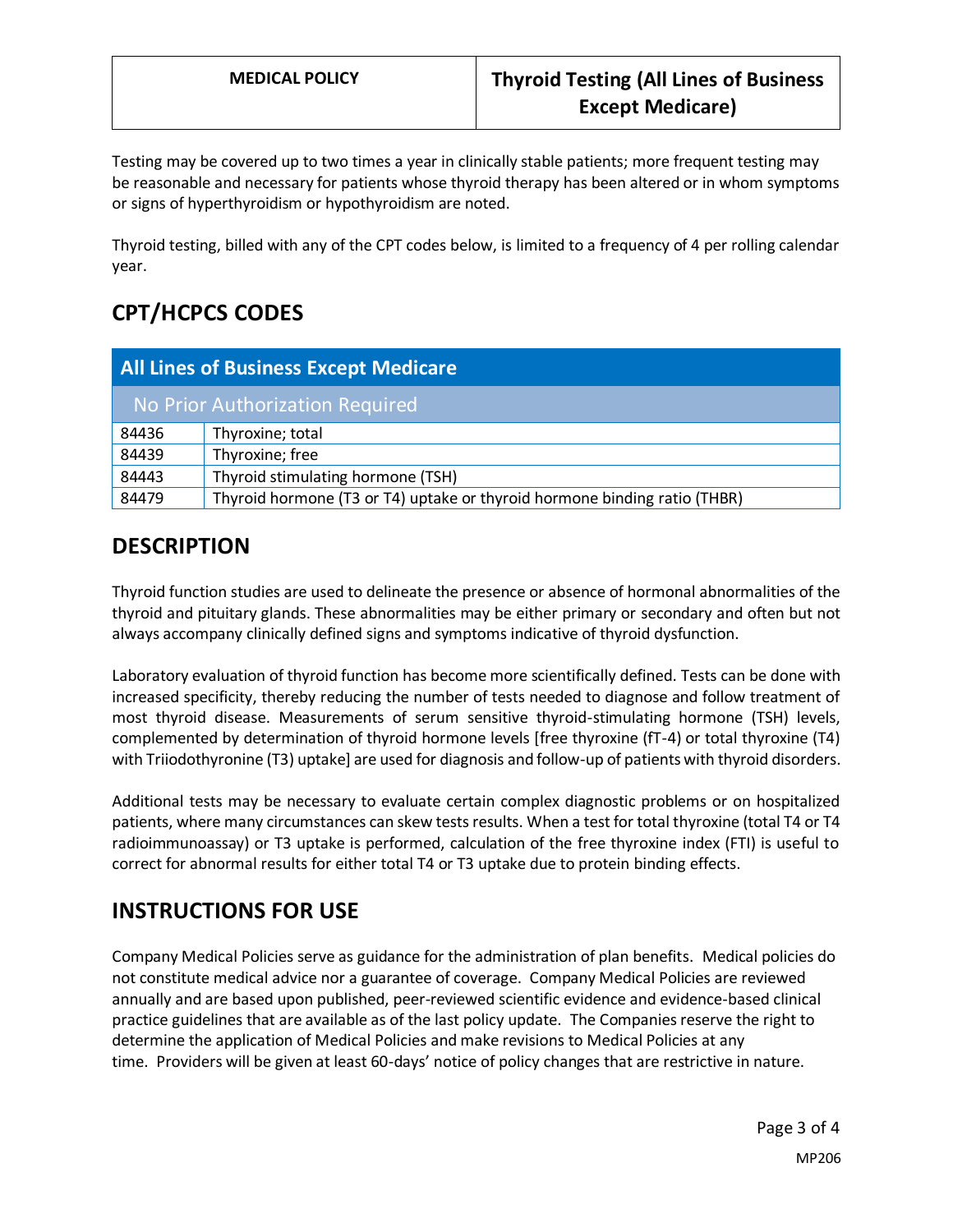Testing may be covered up to two times a year in clinically stable patients; more frequent testing may be reasonable and necessary for patients whose thyroid therapy has been altered or in whom symptoms or signs of hyperthyroidism or hypothyroidism are noted.

Thyroid testing, billed with any of the CPT codes below, is limited to a frequency of 4 per rolling calendar year.

## CPT/HCPCS CODES

| All Lines of Business Except Medicare | |
|---|---|
| No Prior Authorization Required | |
| 84436 | Thyroxine; total |
| 84439 | Thyroxine; free |
| 84443 | Thyroid stimulating hormone (TSH) |
| 84479 | Thyroid hormone (T3 or T4) uptake or thyroid hormone binding ratio (THBR) |

## DESCRIPTION

Thyroid function studies are used to delineate the presence or absence of hormonal abnormalities of the thyroid and pituitary glands. These abnormalities may be either primary or secondary and often but not always accompany clinically defined signs and symptoms indicative of thyroid dysfunction.

Laboratory evaluation of thyroid function has become more scientifically defined. Tests can be done with increased specificity, thereby reducing the number of tests needed to diagnose and follow treatment of most thyroid disease. Measurements of serum sensitive thyroid-stimulating hormone (TSH) levels, complemented by determination of thyroid hormone levels [free thyroxine (fT-4) or total thyroxine (T4) with Triiodothyronine (T3) uptake] are used for diagnosis and follow-up of patients with thyroid disorders.

Additional tests may be necessary to evaluate certain complex diagnostic problems or on hospitalized patients, where many circumstances can skew tests results. When a test for total thyroxine (total T4 or T4 radioimmunoassay) or T3 uptake is performed, calculation of the free thyroxine index (FTI) is useful to correct for abnormal results for either total T4 or T3 uptake due to protein binding effects.

## INSTRUCTIONS FOR USE

Company Medical Policies serve as guidance for the administration of plan benefits. Medical policies do not constitute medical advice nor a guarantee of coverage. Company Medical Policies are reviewed annually and are based upon published, peer-reviewed scientific evidence and evidence-based clinical practice guidelines that are available as of the last policy update. The Companies reserve the right to determine the application of Medical Policies and make revisions to Medical Policies at any time. Providers will be given at least 60-days' notice of policy changes that are restrictive in nature.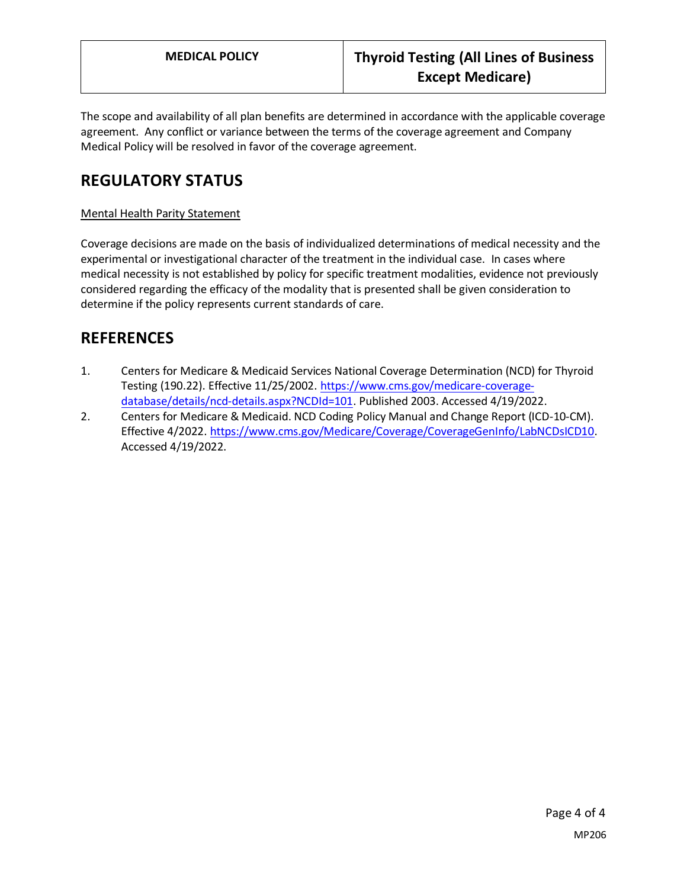The scope and availability of all plan benefits are determined in accordance with the applicable coverage agreement. Any conflict or variance between the terms of the coverage agreement and Company Medical Policy will be resolved in favor of the coverage agreement.

## REGULATORY STATUS

Mental Health Parity Statement

Coverage decisions are made on the basis of individualized determinations of medical necessity and the experimental or investigational character of the treatment in the individual case. In cases where medical necessity is not established by policy for specific treatment modalities, evidence not previously considered regarding the efficacy of the modality that is presented shall be given consideration to determine if the policy represents current standards of care.

## REFERENCES

1. Centers for Medicare & Medicaid Services National Coverage Determination (NCD) for Thyroid Testing (190.22). Effective 11/25/2002. https://www.cms.gov/medicare-coverage-database/details/ncd-details.aspx?NCDId=101. Published 2003. Accessed 4/19/2022.
2. Centers for Medicare & Medicaid. NCD Coding Policy Manual and Change Report (ICD-10-CM). Effective 4/2022. https://www.cms.gov/Medicare/Coverage/CoverageGenInfo/LabNCDsICD10. Accessed 4/19/2022.